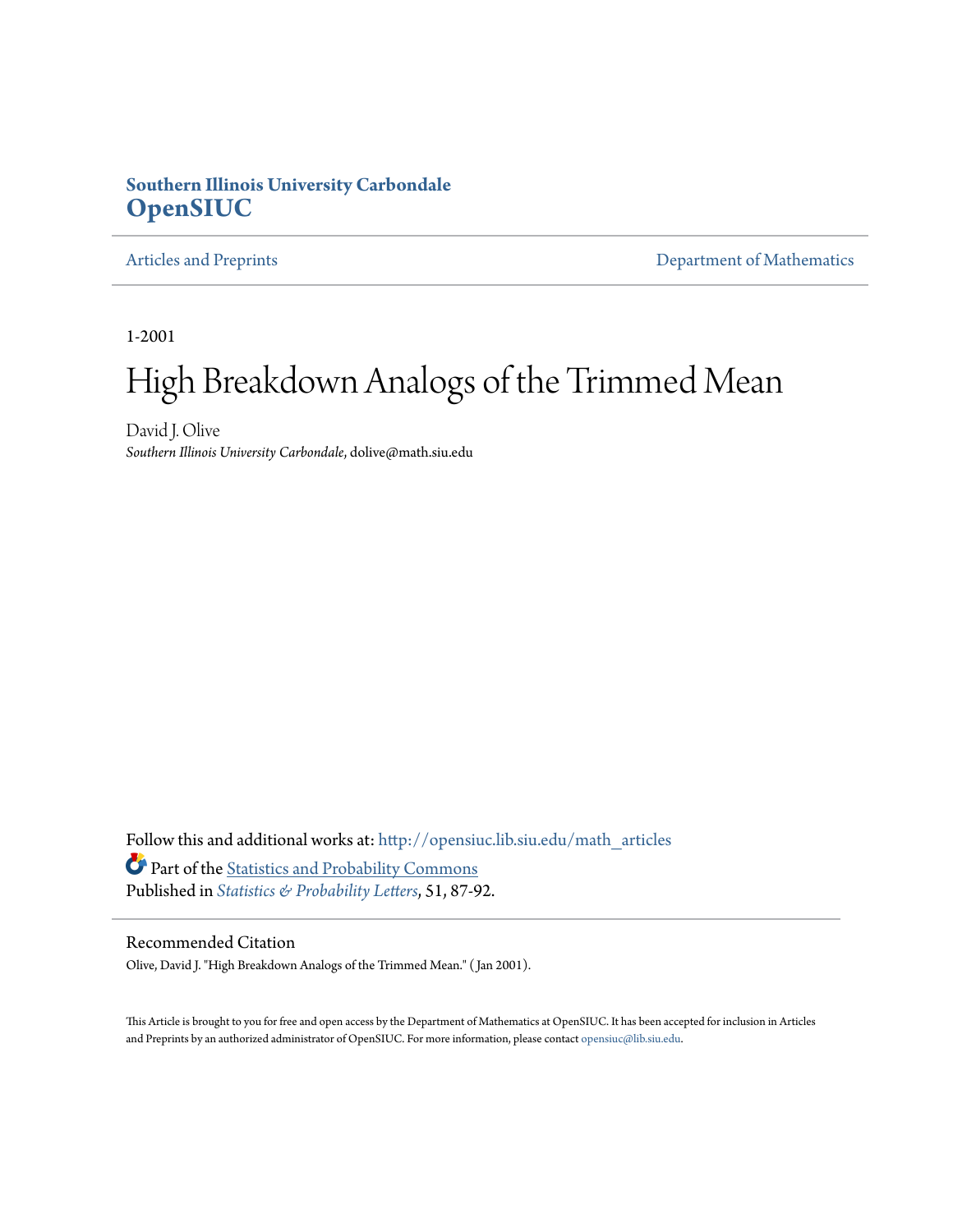Southern Illinois University Carbondale
**OpenSIUC**

Articles and Preprints | Department of Mathematics

1-2001

# High Breakdown Analogs of the Trimmed Mean

David J. Olive
*Southern Illinois University Carbondale*, dolive@math.siu.edu

Follow this and additional works at: http://opensiuc.lib.siu.edu/math_articles

Part of the Statistics and Probability Commons

Published in *Statistics & Probability Letters*, 51, 87-92.

## Recommended Citation

Olive, David J. "High Breakdown Analogs of the Trimmed Mean." (Jan 2001).

This Article is brought to you for free and open access by the Department of Mathematics at OpenSIUC. It has been accepted for inclusion in Articles and Preprints by an authorized administrator of OpenSIUC. For more information, please contact opensiuc@lib.siu.edu.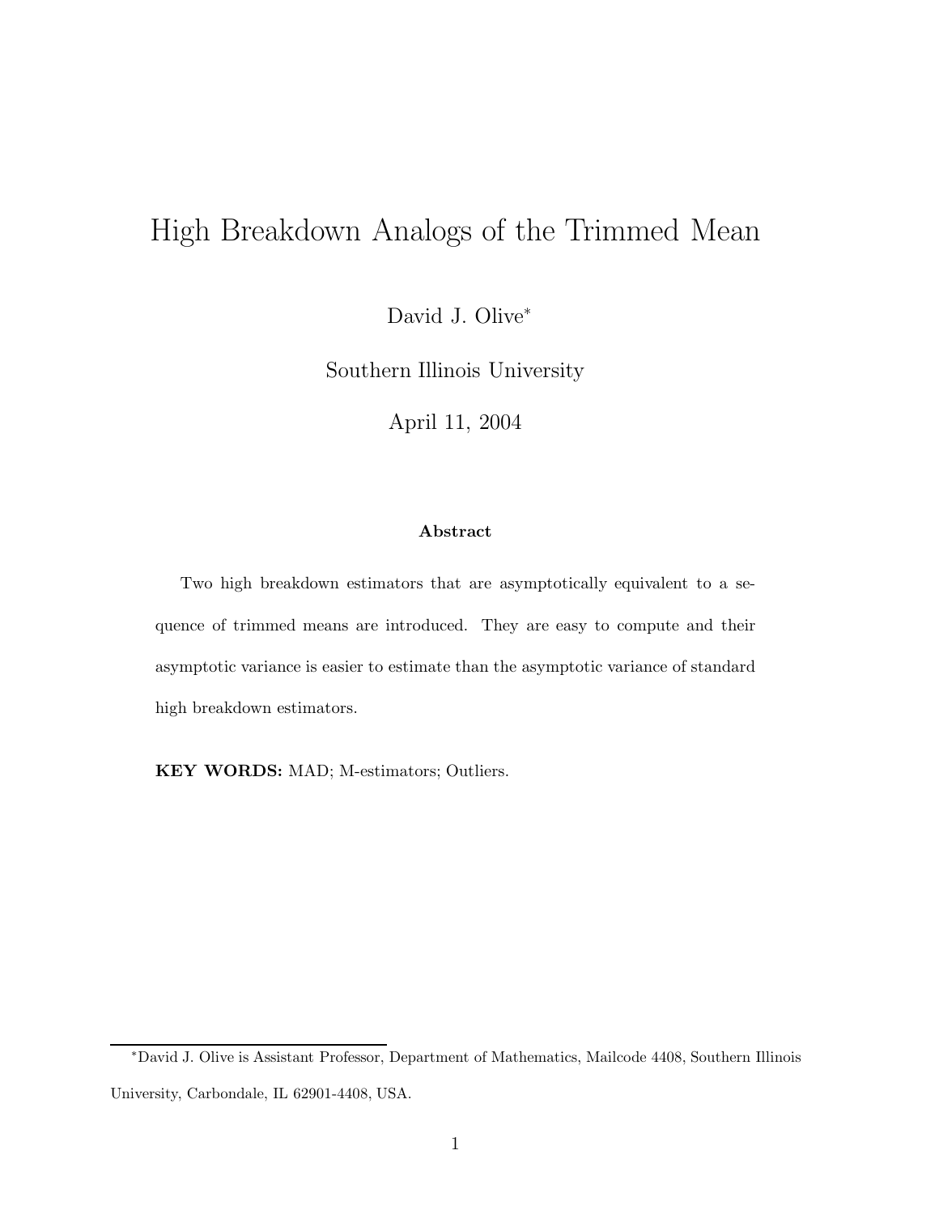// High Breakdown Analogs of the Trimmed Mean

David J. Olive[*]

Southern Illinois University

April 11, 2004

**Abstract**

Two high breakdown estimators that are asymptotically equivalent to a sequence of trimmed means are introduced. They are easy to compute and their asymptotic variance is easier to estimate than the asymptotic variance of standard high breakdown estimators.

**KEY WORDS:** MAD; M-estimators; Outliers.

[*]David J. Olive is Assistant Professor, Department of Mathematics, Mailcode 4408, Southern Illinois University, Carbondale, IL 62901-4408, USA.

# High Breakdown Analogs of the Trimmed Mean

David J. Olive[*]

Southern Illinois University

April 11, 2004

**Abstract**

Two high breakdown estimators that are asymptotically equivalent to a sequence of trimmed means are introduced. They are easy to compute and their asymptotic variance is easier to estimate than the asymptotic variance of standard high breakdown estimators.

**KEY WORDS:** MAD; M-estimators; Outliers.

[*]David J. Olive is Assistant Professor, Department of Mathematics, Mailcode 4408, Southern Illinois University, Carbondale, IL 62901-4408, USA.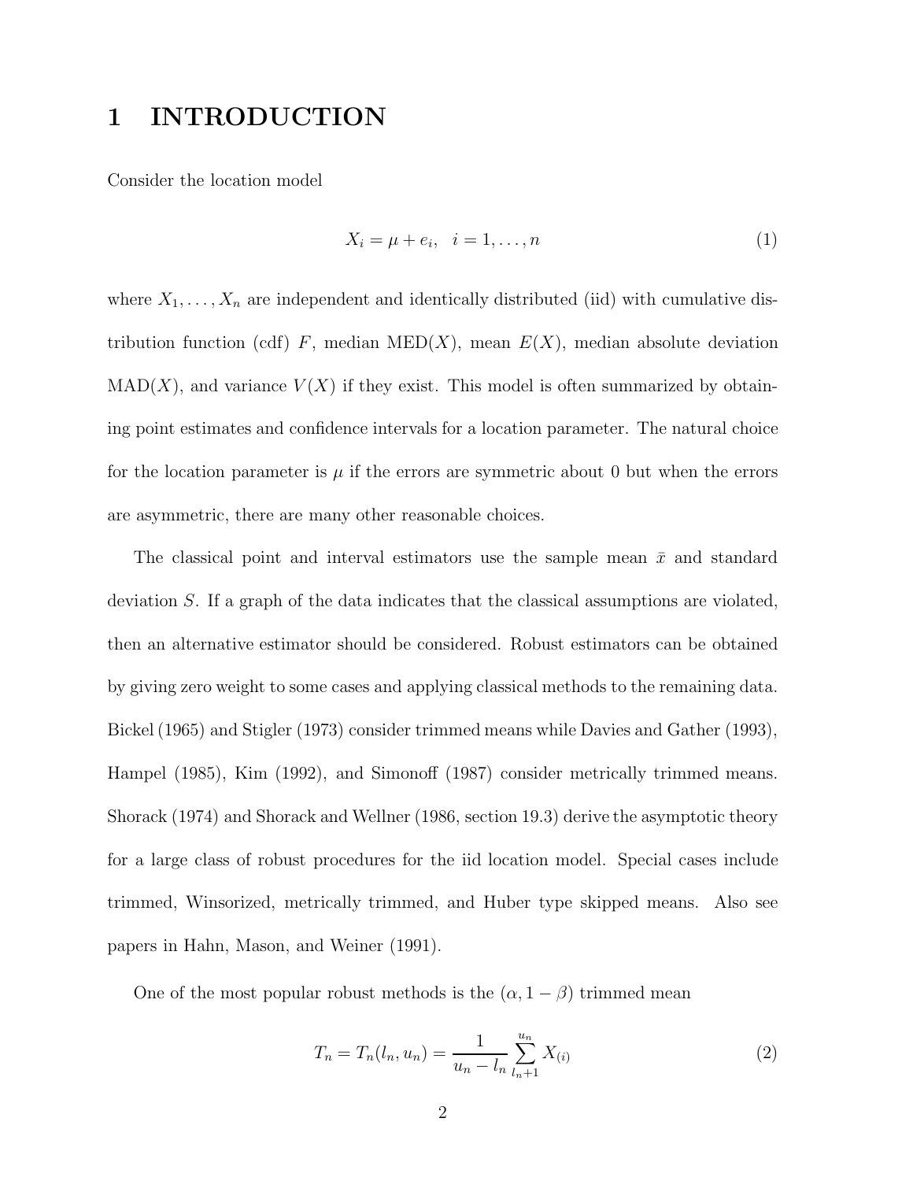# 1 INTRODUCTION

Consider the location model

$$X_i = \mu + e_i, \quad i = 1, \ldots, n \tag{1}$$

where $X_1, \ldots, X_n$ are independent and identically distributed (iid) with cumulative distribution function (cdf) $F$, median MED$(X)$, mean $E(X)$, median absolute deviation MAD$(X)$, and variance $V(X)$ if they exist. This model is often summarized by obtaining point estimates and confidence intervals for a location parameter. The natural choice for the location parameter is $\mu$ if the errors are symmetric about 0 but when the errors are asymmetric, there are many other reasonable choices.

The classical point and interval estimators use the sample mean $\bar{x}$ and standard deviation $S$. If a graph of the data indicates that the classical assumptions are violated, then an alternative estimator should be considered. Robust estimators can be obtained by giving zero weight to some cases and applying classical methods to the remaining data. Bickel (1965) and Stigler (1973) consider trimmed means while Davies and Gather (1993), Hampel (1985), Kim (1992), and Simonoff (1987) consider metrically trimmed means. Shorack (1974) and Shorack and Wellner (1986, section 19.3) derive the asymptotic theory for a large class of robust procedures for the iid location model. Special cases include trimmed, Winsorized, metrically trimmed, and Huber type skipped means. Also see papers in Hahn, Mason, and Weiner (1991).

One of the most popular robust methods is the $(\alpha, 1-\beta)$ trimmed mean

$$T_n = T_n(l_n, u_n) = \frac{1}{u_n - l_n} \sum_{l_n+1}^{u_n} X_{(i)} \tag{2}$$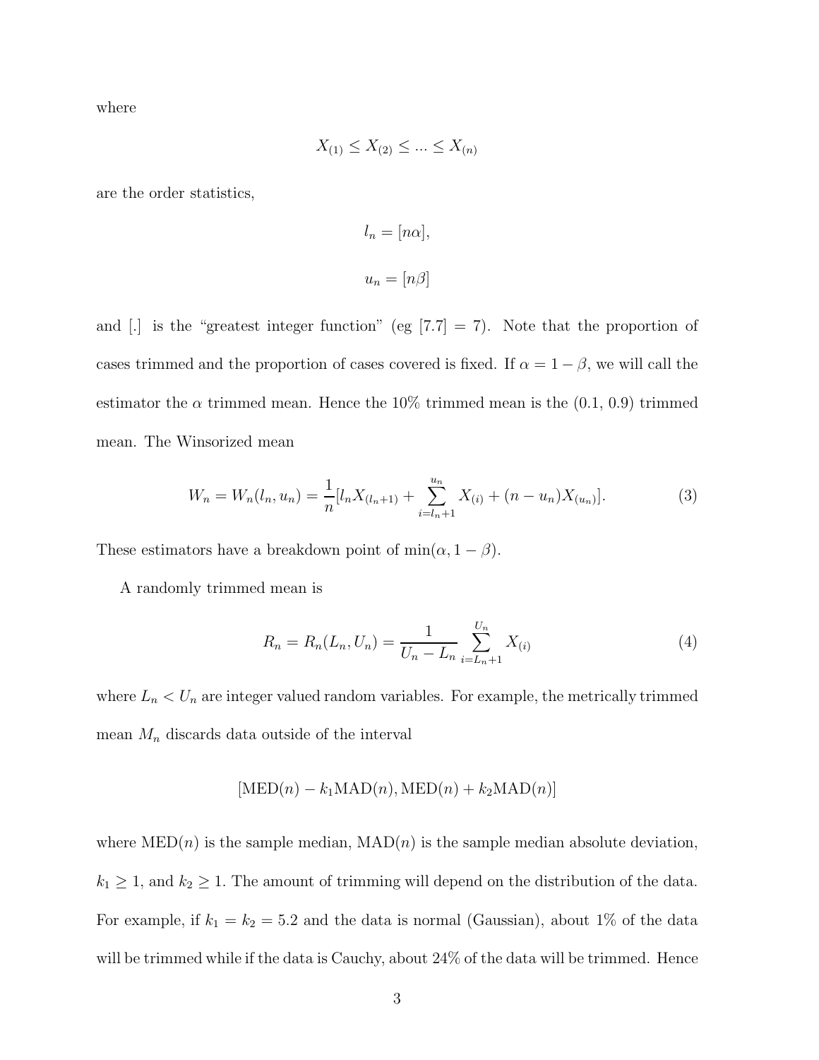where

$$X_{(1)} \leq X_{(2)} \leq ... \leq X_{(n)}$$

are the order statistics,

$$l_n = [n\alpha],$$

$$u_n = [n\beta]$$

and [.] is the "greatest integer function" (eg [7.7] = 7). Note that the proportion of cases trimmed and the proportion of cases covered is fixed. If $\alpha = 1 - \beta$, we will call the estimator the $\alpha$ trimmed mean. Hence the 10% trimmed mean is the (0.1, 0.9) trimmed mean. The Winsorized mean

$$W_n = W_n(l_n, u_n) = \frac{1}{n}[l_n X_{(l_n+1)} + \sum_{i=l_n+1}^{u_n} X_{(i)} + (n - u_n)X_{(u_n)}]. \tag{3}$$

These estimators have a breakdown point of $\min(\alpha, 1 - \beta)$.

A randomly trimmed mean is

$$R_n = R_n(L_n, U_n) = \frac{1}{U_n - L_n} \sum_{i=L_n+1}^{U_n} X_{(i)} \tag{4}$$

where $L_n < U_n$ are integer valued random variables. For example, the metrically trimmed mean $M_n$ discards data outside of the interval

$$[\text{MED}(n) - k_1\text{MAD}(n), \text{MED}(n) + k_2\text{MAD}(n)]$$

where MED($n$) is the sample median, MAD($n$) is the sample median absolute deviation, $k_1 \geq 1$, and $k_2 \geq 1$. The amount of trimming will depend on the distribution of the data. For example, if $k_1 = k_2 = 5.2$ and the data is normal (Gaussian), about 1% of the data will be trimmed while if the data is Cauchy, about 24% of the data will be trimmed. Hence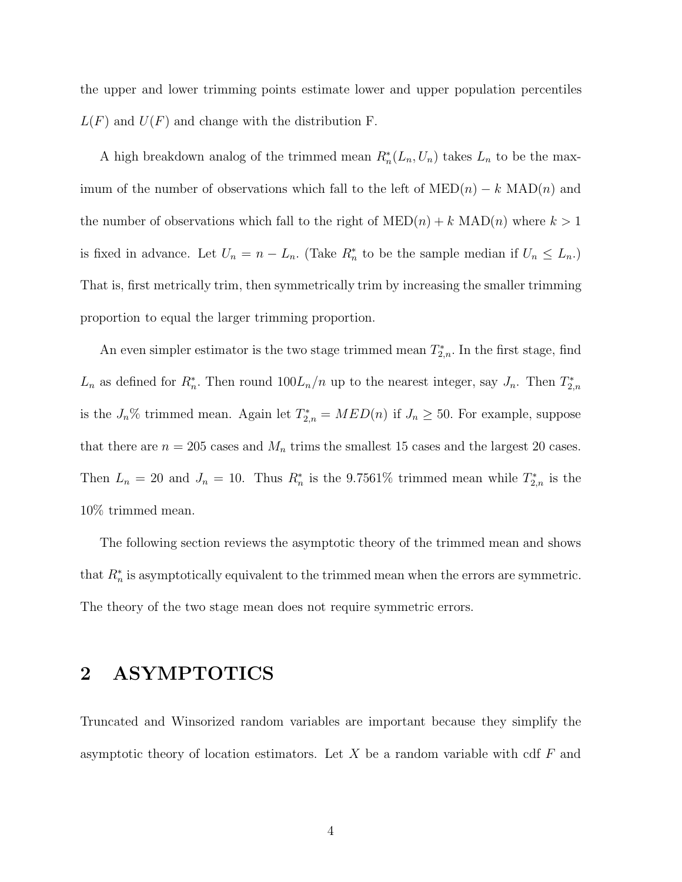the upper and lower trimming points estimate lower and upper population percentiles $L(F)$ and $U(F)$ and change with the distribution F.

A high breakdown analog of the trimmed mean $R_n^*(L_n, U_n)$ takes $L_n$ to be the maximum of the number of observations which fall to the left of $\text{MED}(n) - k\ \text{MAD}(n)$ and the number of observations which fall to the right of $\text{MED}(n) + k\ \text{MAD}(n)$ where $k > 1$ is fixed in advance. Let $U_n = n - L_n$. (Take $R_n^*$ to be the sample median if $U_n \leq L_n$.) That is, first metrically trim, then symmetrically trim by increasing the smaller trimming proportion to equal the larger trimming proportion.

An even simpler estimator is the two stage trimmed mean $T_{2,n}^*$. In the first stage, find $L_n$ as defined for $R_n^*$. Then round $100L_n/n$ up to the nearest integer, say $J_n$. Then $T_{2,n}^*$ is the $J_n$% trimmed mean. Again let $T_{2,n}^* = MED(n)$ if $J_n \geq 50$. For example, suppose that there are $n = 205$ cases and $M_n$ trims the smallest 15 cases and the largest 20 cases. Then $L_n = 20$ and $J_n = 10$. Thus $R_n^*$ is the 9.7561% trimmed mean while $T_{2,n}^*$ is the 10% trimmed mean.

The following section reviews the asymptotic theory of the trimmed mean and shows that $R_n^*$ is asymptotically equivalent to the trimmed mean when the errors are symmetric. The theory of the two stage mean does not require symmetric errors.

## 2 ASYMPTOTICS

Truncated and Winsorized random variables are important because they simplify the asymptotic theory of location estimators. Let $X$ be a random variable with cdf $F$ and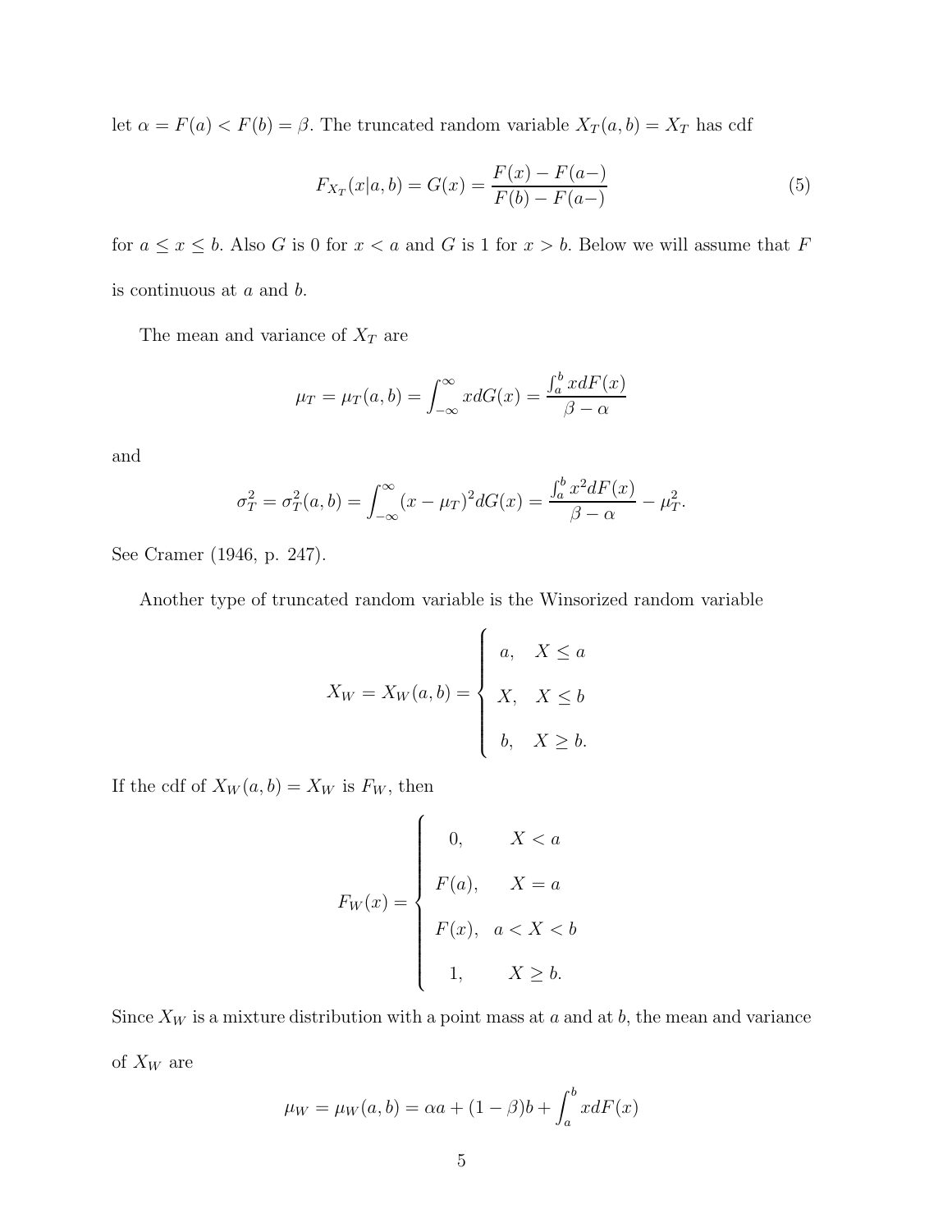let $\alpha = F(a) < F(b) = \beta$. The truncated random variable $X_T(a,b) = X_T$ has cdf

$$F_{X_T}(x|a,b) = G(x) = \frac{F(x) - F(a-)}{F(b) - F(a-)} \tag{5}$$

for $a \leq x \leq b$. Also $G$ is 0 for $x < a$ and $G$ is 1 for $x > b$. Below we will assume that $F$ is continuous at $a$ and $b$.

The mean and variance of $X_T$ are

$$\mu_T = \mu_T(a,b) = \int_{-\infty}^{\infty} x dG(x) = \frac{\int_a^b x dF(x)}{\beta - \alpha}$$

and

$$\sigma_T^2 = \sigma_T^2(a,b) = \int_{-\infty}^{\infty} (x - \mu_T)^2 dG(x) = \frac{\int_a^b x^2 dF(x)}{\beta - \alpha} - \mu_T^2.$$

See Cramer (1946, p. 247).

Another type of truncated random variable is the Winsorized random variable

$$X_W = X_W(a,b) = \begin{cases} a, & X \leq a \\ X, & X \leq b \\ b, & X \geq b. \end{cases}$$

If the cdf of $X_W(a,b) = X_W$ is $F_W$, then

$$F_W(x) = \begin{cases} 0, & X < a \\ F(a), & X = a \\ F(x), & a < X < b \\ 1, & X \geq b. \end{cases}$$

Since $X_W$ is a mixture distribution with a point mass at $a$ and at $b$, the mean and variance of $X_W$ are

$$\mu_W = \mu_W(a,b) = \alpha a + (1 - \beta) b + \int_a^b x dF(x)$$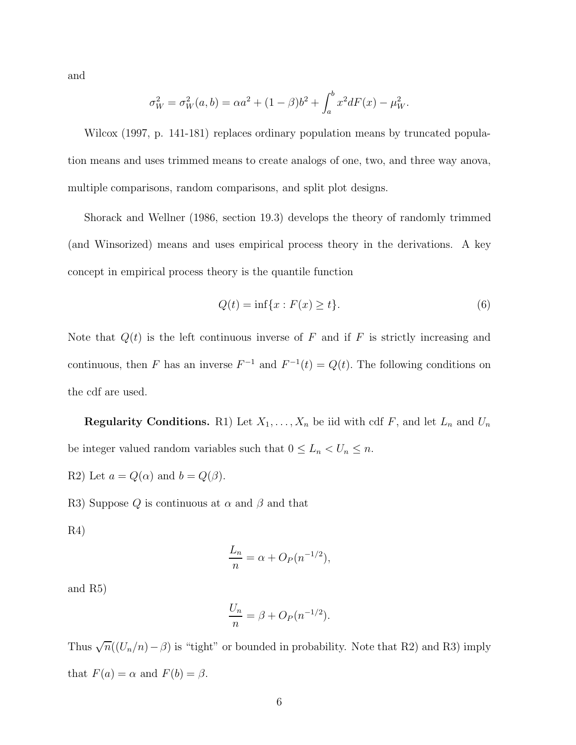and

$$\sigma_W^2 = \sigma_W^2(a,b) = \alpha a^2 + (1-\beta)b^2 + \int_a^b x^2 dF(x) - \mu_W^2.$$

Wilcox (1997, p. 141-181) replaces ordinary population means by truncated population means and uses trimmed means to create analogs of one, two, and three way anova, multiple comparisons, random comparisons, and split plot designs.

Shorack and Wellner (1986, section 19.3) develops the theory of randomly trimmed (and Winsorized) means and uses empirical process theory in the derivations. A key concept in empirical process theory is the quantile function

$$Q(t) = \inf\{x : F(x) \geq t\}. \tag{6}$$

Note that $Q(t)$ is the left continuous inverse of $F$ and if $F$ is strictly increasing and continuous, then $F$ has an inverse $F^{-1}$ and $F^{-1}(t) = Q(t)$. The following conditions on the cdf are used.

**Regularity Conditions.** R1) Let $X_1, \ldots, X_n$ be iid with cdf $F$, and let $L_n$ and $U_n$ be integer valued random variables such that $0 \leq L_n < U_n \leq n$.

R2) Let $a = Q(\alpha)$ and $b = Q(\beta)$.

R3) Suppose $Q$ is continuous at $\alpha$ and $\beta$ and that

R4)

$$\frac{L_n}{n} = \alpha + O_P(n^{-1/2}),$$

and R5)

$$\frac{U_n}{n} = \beta + O_P(n^{-1/2}).$$

Thus $\sqrt{n}((U_n/n) - \beta)$ is "tight" or bounded in probability. Note that R2) and R3) imply that $F(a) = \alpha$ and $F(b) = \beta$.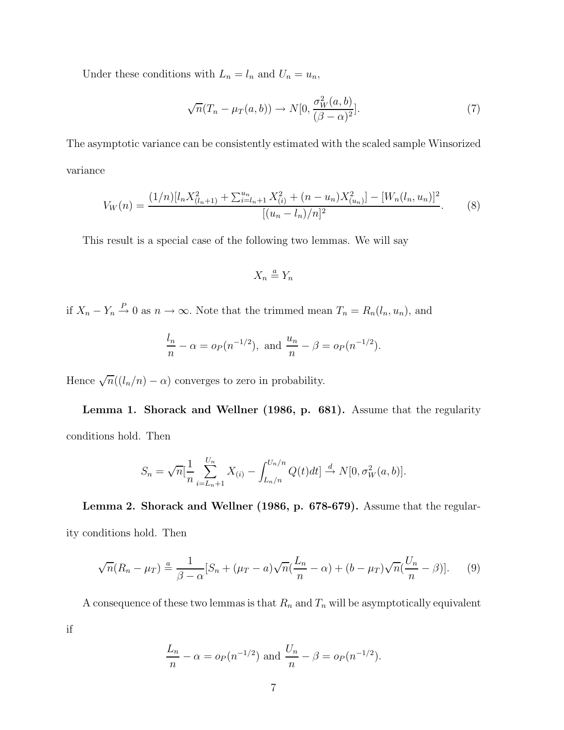Under these conditions with $L_n = l_n$ and $U_n = u_n$,

$$\sqrt{n}(T_n - \mu_T(a,b)) \to N[0, \frac{\sigma_W^2(a,b)}{(\beta-\alpha)^2}]. \tag{7}$$

The asymptotic variance can be consistently estimated with the scaled sample Winsorized variance

$$V_W(n) = \frac{(1/n)[l_n X_{(l_n+1)}^2 + \sum_{i=l_n+1}^{u_n} X_{(i)}^2 + (n-u_n)X_{(u_n)}^2] - [W_n(l_n, u_n)]^2}{[(u_n - l_n)/n]^2}. \tag{8}$$

This result is a special case of the following two lemmas. We will say

$$X_n \stackrel{a}{=} Y_n$$

if $X_n - Y_n \stackrel{P}{\to} 0$ as $n \to \infty$. Note that the trimmed mean $T_n = R_n(l_n, u_n)$, and

$$\frac{l_n}{n} - \alpha = o_P(n^{-1/2}), \text{ and } \frac{u_n}{n} - \beta = o_P(n^{-1/2}).$$

Hence $\sqrt{n}((l_n/n) - \alpha)$ converges to zero in probability.

**Lemma 1. Shorack and Wellner (1986, p. 681).** Assume that the regularity conditions hold. Then

$$S_n = \sqrt{n}[\frac{1}{n}\sum_{i=L_n+1}^{U_n} X_{(i)} - \int_{L_n/n}^{U_n/n} Q(t)dt] \stackrel{d}{\to} N[0, \sigma_W^2(a,b)].$$

**Lemma 2. Shorack and Wellner (1986, p. 678-679).** Assume that the regularity conditions hold. Then

$$\sqrt{n}(R_n - \mu_T) \stackrel{a}{=} \frac{1}{\beta-\alpha}[S_n + (\mu_T - a)\sqrt{n}(\frac{L_n}{n} - \alpha) + (b - \mu_T)\sqrt{n}(\frac{U_n}{n} - \beta)]. \tag{9}$$

A consequence of these two lemmas is that $R_n$ and $T_n$ will be asymptotically equivalent if

$$\frac{L_n}{n} - \alpha = o_P(n^{-1/2}) \text{ and } \frac{U_n}{n} - \beta = o_P(n^{-1/2}).$$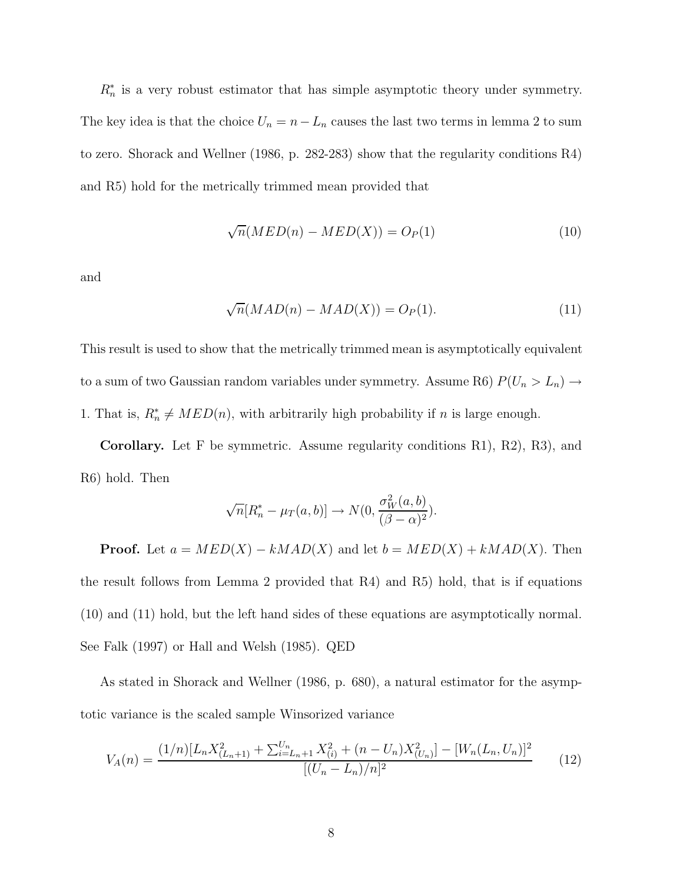$R_n^*$ is a very robust estimator that has simple asymptotic theory under symmetry. The key idea is that the choice $U_n = n - L_n$ causes the last two terms in lemma 2 to sum to zero. Shorack and Wellner (1986, p. 282-283) show that the regularity conditions R4) and R5) hold for the metrically trimmed mean provided that

$$\sqrt{n}(MED(n) - MED(X)) = O_P(1) \tag{10}$$

and

$$\sqrt{n}(MAD(n) - MAD(X)) = O_P(1). \tag{11}$$

This result is used to show that the metrically trimmed mean is asymptotically equivalent to a sum of two Gaussian random variables under symmetry. Assume R6) $P(U_n > L_n) \to 1$. That is, $R_n^* \neq MED(n)$, with arbitrarily high probability if $n$ is large enough.

**Corollary.** Let F be symmetric. Assume regularity conditions R1), R2), R3), and R6) hold. Then

$$\sqrt{n}[R_n^* - \mu_T(a,b)] \to N(0, \frac{\sigma_W^2(a,b)}{(\beta - \alpha)^2}).$$

**Proof.** Let $a = MED(X) - kMAD(X)$ and let $b = MED(X) + kMAD(X)$. Then the result follows from Lemma 2 provided that R4) and R5) hold, that is if equations (10) and (11) hold, but the left hand sides of these equations are asymptotically normal. See Falk (1997) or Hall and Welsh (1985). QED

As stated in Shorack and Wellner (1986, p. 680), a natural estimator for the asymptotic variance is the scaled sample Winsorized variance

$$V_A(n) = \frac{(1/n)[L_n X_{(L_n+1)}^2 + \sum_{i=L_n+1}^{U_n} X_{(i)}^2 + (n - U_n)X_{(U_n)}^2] - [W_n(L_n, U_n)]^2}{[(U_n - L_n)/n]^2} \tag{12}$$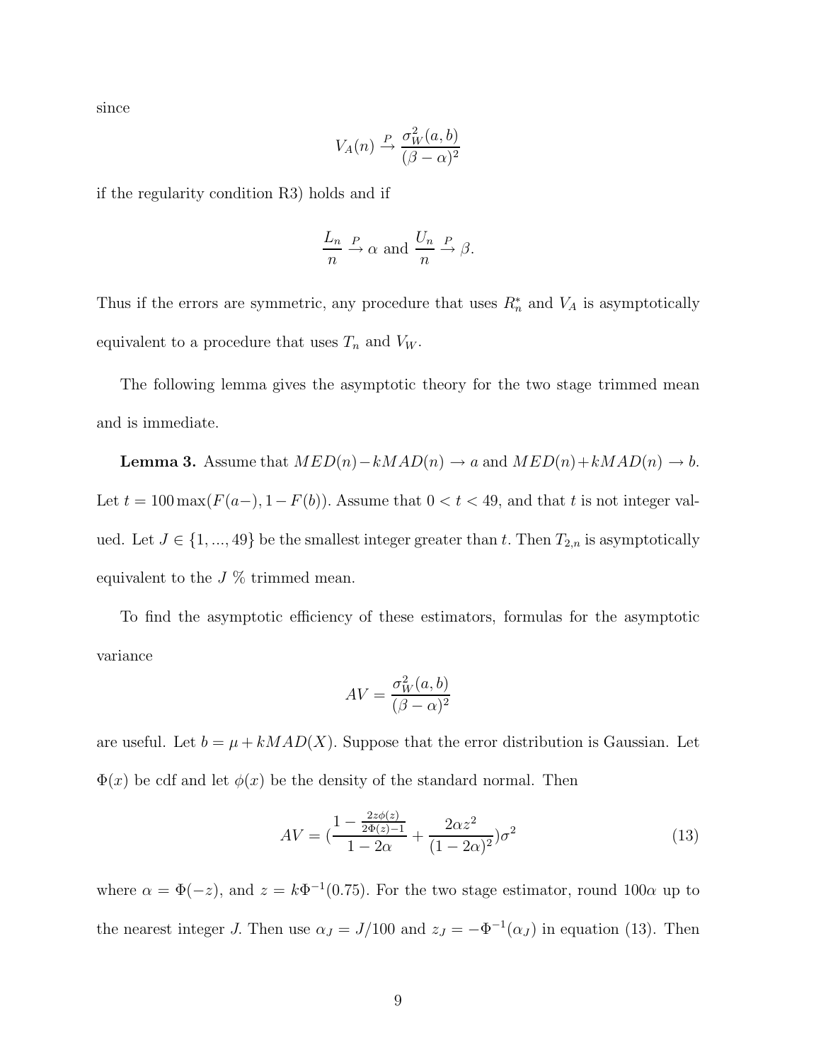since

$$V_A(n) \xrightarrow{P} \frac{\sigma_W^2(a,b)}{(\beta-\alpha)^2}$$

if the regularity condition R3) holds and if

$$\frac{L_n}{n} \xrightarrow{P} \alpha \text{ and } \frac{U_n}{n} \xrightarrow{P} \beta.$$

Thus if the errors are symmetric, any procedure that uses $R_n^*$ and $V_A$ is asymptotically equivalent to a procedure that uses $T_n$ and $V_W$.

The following lemma gives the asymptotic theory for the two stage trimmed mean and is immediate.

**Lemma 3.** Assume that $MED(n) - kMAD(n) \to a$ and $MED(n) + kMAD(n) \to b$. Let $t = 100 \max(F(a-), 1 - F(b))$. Assume that $0 < t < 49$, and that $t$ is not integer valued. Let $J \in \{1, ..., 49\}$ be the smallest integer greater than $t$. Then $T_{2,n}$ is asymptotically equivalent to the $J$ % trimmed mean.

To find the asymptotic efficiency of these estimators, formulas for the asymptotic variance

$$AV = \frac{\sigma_W^2(a,b)}{(\beta-\alpha)^2}$$

are useful. Let $b = \mu + kMAD(X)$. Suppose that the error distribution is Gaussian. Let $\Phi(x)$ be cdf and let $\phi(x)$ be the density of the standard normal. Then

$$AV = \left(\frac{1 - \frac{2z\phi(z)}{2\Phi(z)-1}}{1-2\alpha} + \frac{2\alpha z^2}{(1-2\alpha)^2}\right)\sigma^2 \tag{13}$$

where $\alpha = \Phi(-z)$, and $z = k\Phi^{-1}(0.75)$. For the two stage estimator, round $100\alpha$ up to the nearest integer $J$. Then use $\alpha_J = J/100$ and $z_J = -\Phi^{-1}(\alpha_J)$ in equation (13). Then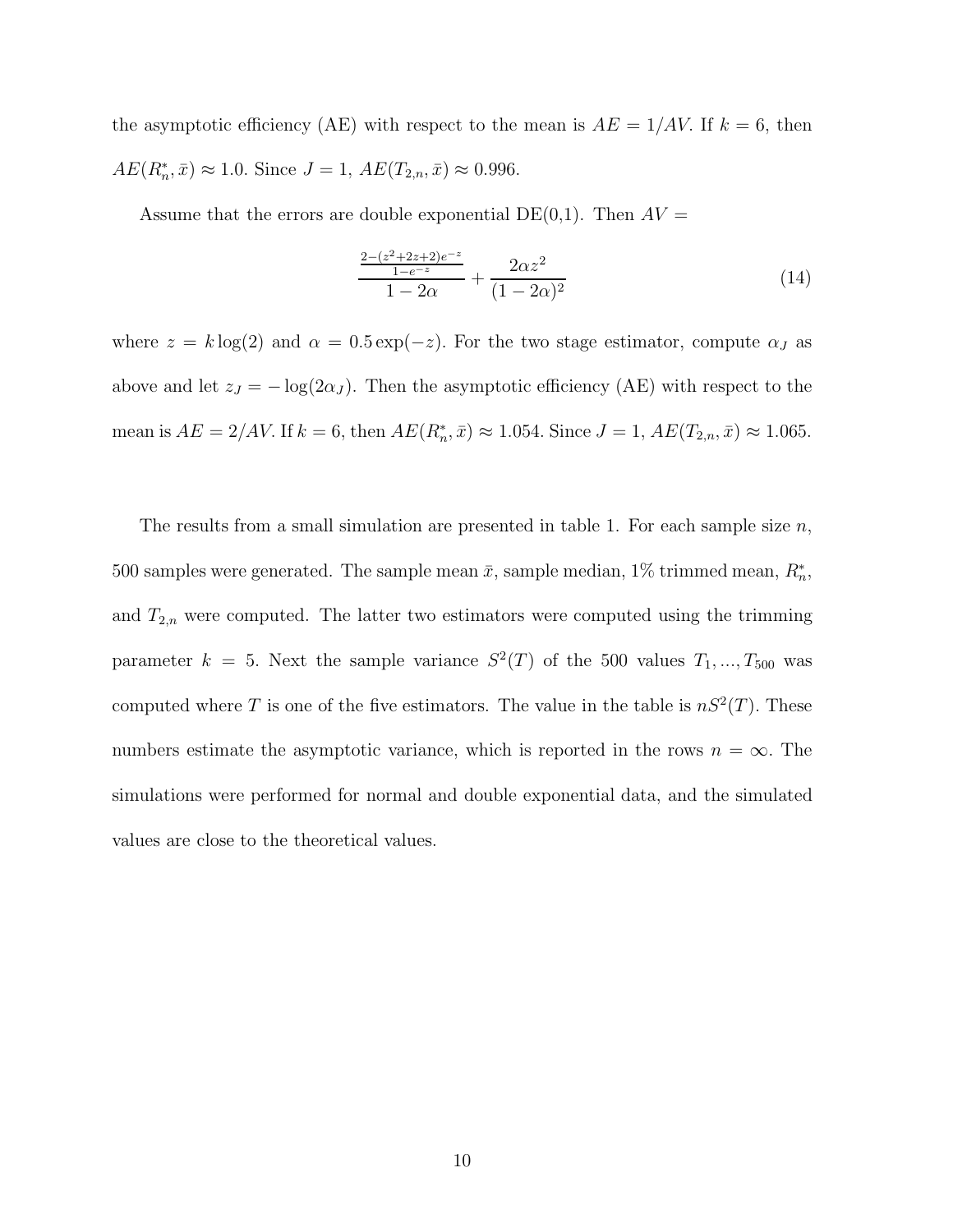the asymptotic efficiency (AE) with respect to the mean is $AE = 1/AV$. If $k = 6$, then $AE(R_n^*, \bar{x}) \approx 1.0$. Since $J = 1$, $AE(T_{2,n}, \bar{x}) \approx 0.996$.

Assume that the errors are double exponential DE(0,1). Then $AV =$

$$\frac{\frac{2-(z^2+2z+2)e^{-z}}{1-e^{-z}}}{1-2\alpha} + \frac{2\alpha z^2}{(1-2\alpha)^2} \tag{14}$$

where $z = k\log(2)$ and $\alpha = 0.5\exp(-z)$. For the two stage estimator, compute $\alpha_J$ as above and let $z_J = -\log(2\alpha_J)$. Then the asymptotic efficiency (AE) with respect to the mean is $AE = 2/AV$. If $k = 6$, then $AE(R_n^*, \bar{x}) \approx 1.054$. Since $J = 1$, $AE(T_{2,n}, \bar{x}) \approx 1.065$.

The results from a small simulation are presented in table 1. For each sample size $n$, 500 samples were generated. The sample mean $\bar{x}$, sample median, 1% trimmed mean, $R_n^*$, and $T_{2,n}$ were computed. The latter two estimators were computed using the trimming parameter $k = 5$. Next the sample variance $S^2(T)$ of the 500 values $T_1, ..., T_{500}$ was computed where $T$ is one of the five estimators. The value in the table is $nS^2(T)$. These numbers estimate the asymptotic variance, which is reported in the rows $n = \infty$. The simulations were performed for normal and double exponential data, and the simulated values are close to the theoretical values.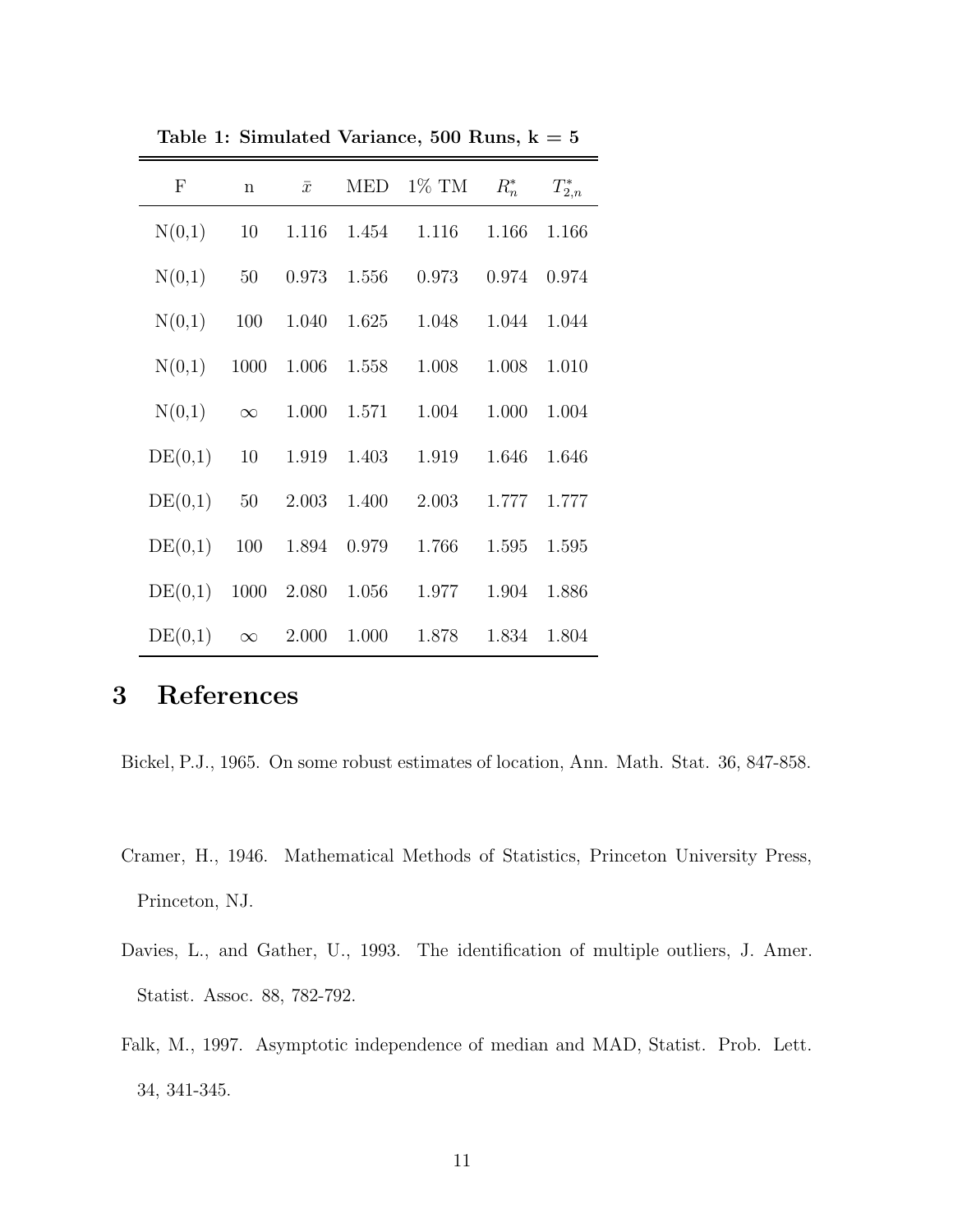**Table 1: Simulated Variance, 500 Runs, k = 5**

| F | n | $\bar{x}$ | MED | 1% TM | $R_n^*$ | $T_{2,n}^*$ |
|---|---|---|---|---|---|---|
| N(0,1) | 10 | 1.116 | 1.454 | 1.116 | 1.166 | 1.166 |
| N(0,1) | 50 | 0.973 | 1.556 | 0.973 | 0.974 | 0.974 |
| N(0,1) | 100 | 1.040 | 1.625 | 1.048 | 1.044 | 1.044 |
| N(0,1) | 1000 | 1.006 | 1.558 | 1.008 | 1.008 | 1.010 |
| N(0,1) | $\infty$ | 1.000 | 1.571 | 1.004 | 1.000 | 1.004 |
| DE(0,1) | 10 | 1.919 | 1.403 | 1.919 | 1.646 | 1.646 |
| DE(0,1) | 50 | 2.003 | 1.400 | 2.003 | 1.777 | 1.777 |
| DE(0,1) | 100 | 1.894 | 0.979 | 1.766 | 1.595 | 1.595 |
| DE(0,1) | 1000 | 2.080 | 1.056 | 1.977 | 1.904 | 1.886 |
| DE(0,1) | $\infty$ | 2.000 | 1.000 | 1.878 | 1.834 | 1.804 |

# 3 References

Bickel, P.J., 1965. On some robust estimates of location, Ann. Math. Stat. 36, 847-858.

Cramer, H., 1946. Mathematical Methods of Statistics, Princeton University Press, Princeton, NJ.

Davies, L., and Gather, U., 1993. The identification of multiple outliers, J. Amer. Statist. Assoc. 88, 782-792.

Falk, M., 1997. Asymptotic independence of median and MAD, Statist. Prob. Lett. 34, 341-345.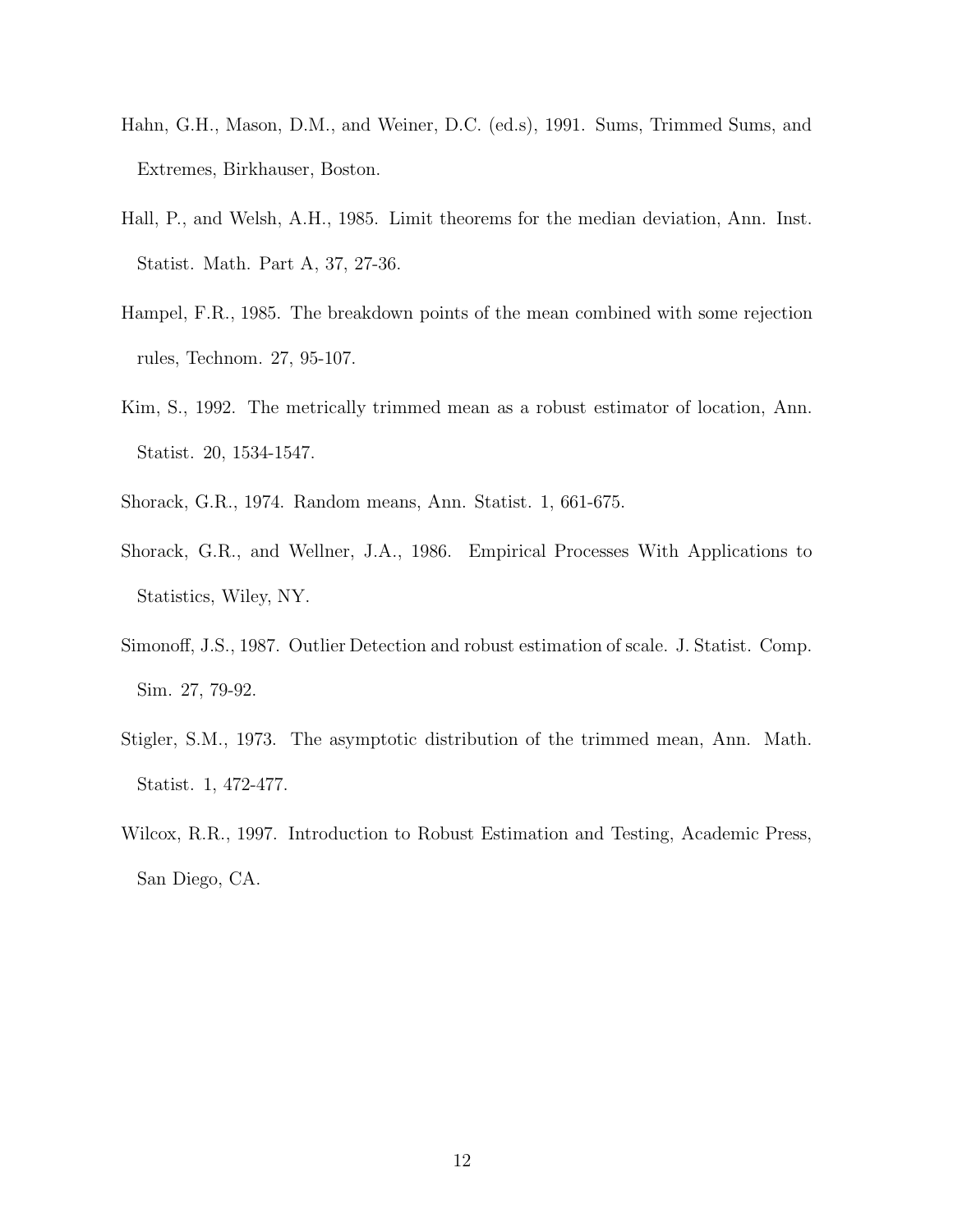Hahn, G.H., Mason, D.M., and Weiner, D.C. (ed.s), 1991. Sums, Trimmed Sums, and Extremes, Birkhauser, Boston.

Hall, P., and Welsh, A.H., 1985. Limit theorems for the median deviation, Ann. Inst. Statist. Math. Part A, 37, 27-36.

Hampel, F.R., 1985. The breakdown points of the mean combined with some rejection rules, Technom. 27, 95-107.

Kim, S., 1992. The metrically trimmed mean as a robust estimator of location, Ann. Statist. 20, 1534-1547.

Shorack, G.R., 1974. Random means, Ann. Statist. 1, 661-675.

Shorack, G.R., and Wellner, J.A., 1986. Empirical Processes With Applications to Statistics, Wiley, NY.

Simonoff, J.S., 1987. Outlier Detection and robust estimation of scale. J. Statist. Comp. Sim. 27, 79-92.

Stigler, S.M., 1973. The asymptotic distribution of the trimmed mean, Ann. Math. Statist. 1, 472-477.

Wilcox, R.R., 1997. Introduction to Robust Estimation and Testing, Academic Press, San Diego, CA.